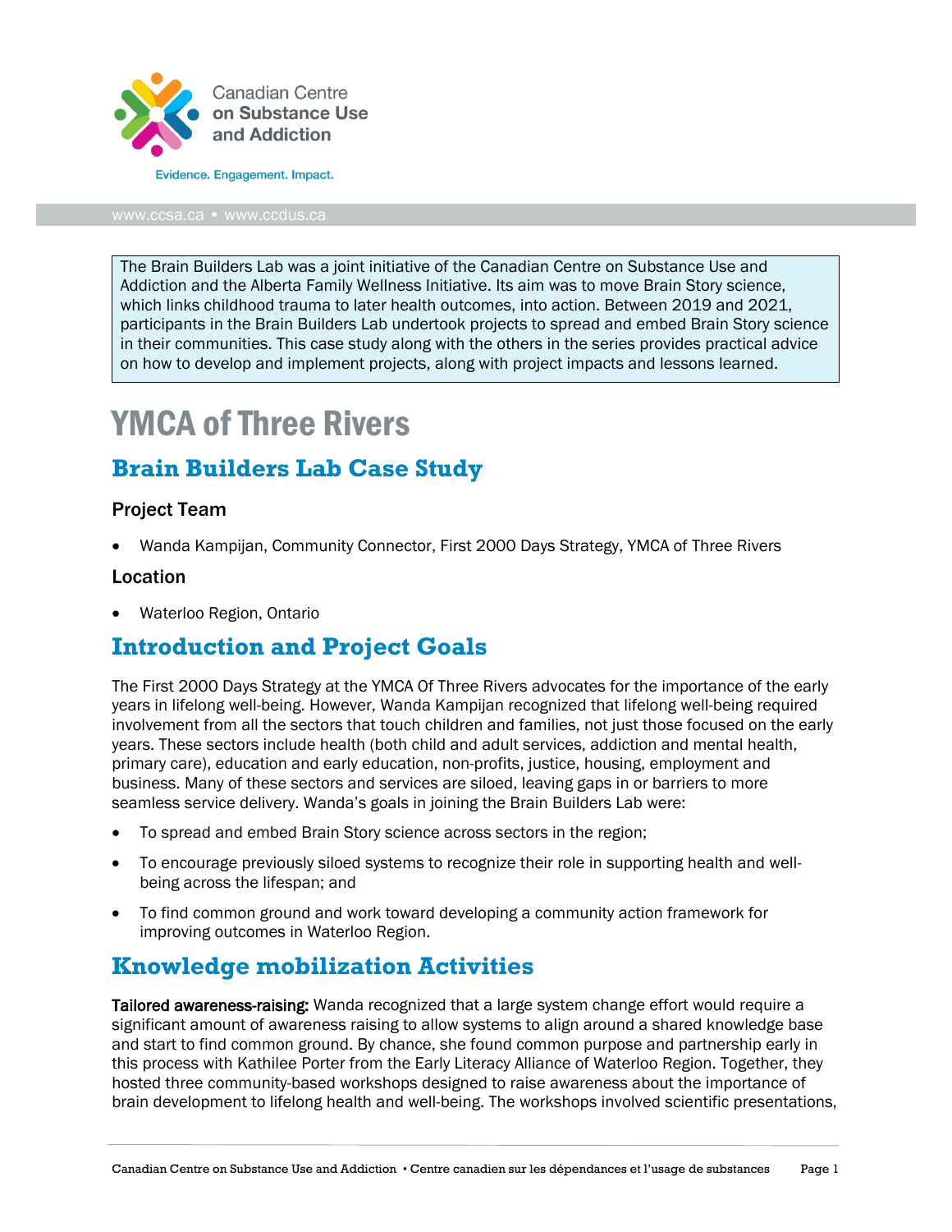Canadian Centre on Substance Use and Addiction

Evidence. Engagement. Impact.

www.ccsa.ca • www.ccdus.ca

> The Brain Builders Lab was a joint initiative of the Canadian Centre on Substance Use and Addiction and the Alberta Family Wellness Initiative. Its aim was to move Brain Story science, which links childhood trauma to later health outcomes, into action. Between 2019 and 2021, participants in the Brain Builders Lab undertook projects to spread and embed Brain Story science in their communities. This case study along with the others in the series provides practical advice on how to develop and implement projects, along with project impacts and lessons learned.

# YMCA of Three Rivers

## Brain Builders Lab Case Study

### Project Team

- Wanda Kampijan, Community Connector, First 2000 Days Strategy, YMCA of Three Rivers

### Location

- Waterloo Region, Ontario

## Introduction and Project Goals

The First 2000 Days Strategy at the YMCA Of Three Rivers advocates for the importance of the early years in lifelong well-being. However, Wanda Kampijan recognized that lifelong well-being required involvement from all the sectors that touch children and families, not just those focused on the early years. These sectors include health (both child and adult services, addiction and mental health, primary care), education and early education, non-profits, justice, housing, employment and business. Many of these sectors and services are siloed, leaving gaps in or barriers to more seamless service delivery. Wanda's goals in joining the Brain Builders Lab were:

- To spread and embed Brain Story science across sectors in the region;
- To encourage previously siloed systems to recognize their role in supporting health and well-being across the lifespan; and
- To find common ground and work toward developing a community action framework for improving outcomes in Waterloo Region.

## Knowledge mobilization Activities

**Tailored awareness-raising:** Wanda recognized that a large system change effort would require a significant amount of awareness raising to allow systems to align around a shared knowledge base and start to find common ground. By chance, she found common purpose and partnership early in this process with Kathilee Porter from the Early Literacy Alliance of Waterloo Region. Together, they hosted three community-based workshops designed to raise awareness about the importance of brain development to lifelong health and well-being. The workshops involved scientific presentations,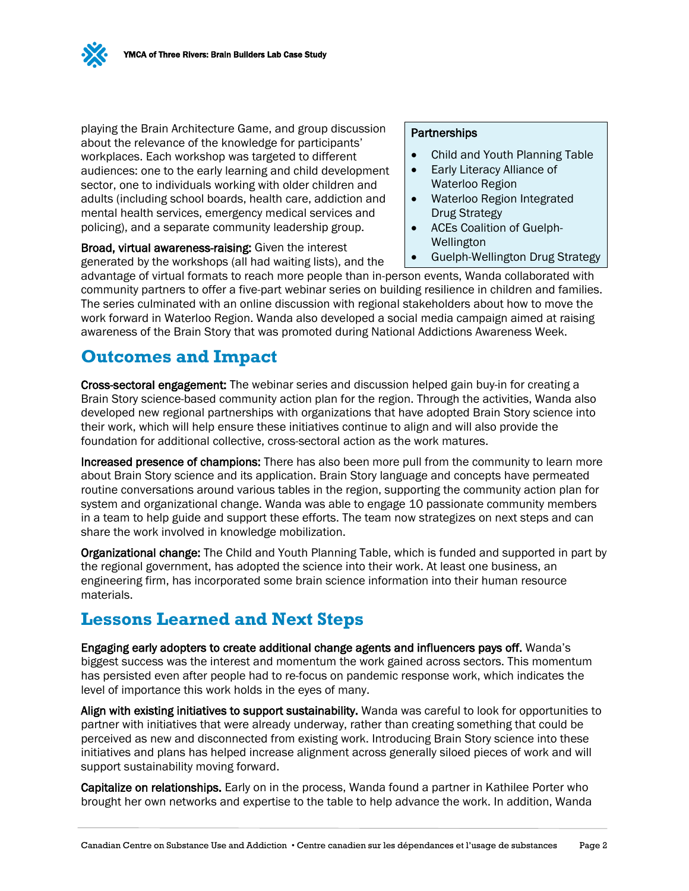playing the Brain Architecture Game, and group discussion about the relevance of the knowledge for participants' workplaces. Each workshop was targeted to different audiences: one to the early learning and child development sector, one to individuals working with older children and adults (including school boards, health care, addiction and mental health services, emergency medical services and policing), and a separate community leadership group.

**Partnerships**

- Child and Youth Planning Table
- Early Literacy Alliance of Waterloo Region
- Waterloo Region Integrated Drug Strategy
- ACEs Coalition of Guelph-Wellington
- Guelph-Wellington Drug Strategy

**Broad, virtual awareness-raising:** Given the interest generated by the workshops (all had waiting lists), and the advantage of virtual formats to reach more people than in-person events, Wanda collaborated with community partners to offer a five-part webinar series on building resilience in children and families. The series culminated with an online discussion with regional stakeholders about how to move the work forward in Waterloo Region. Wanda also developed a social media campaign aimed at raising awareness of the Brain Story that was promoted during National Addictions Awareness Week.

## Outcomes and Impact

**Cross-sectoral engagement:** The webinar series and discussion helped gain buy-in for creating a Brain Story science-based community action plan for the region. Through the activities, Wanda also developed new regional partnerships with organizations that have adopted Brain Story science into their work, which will help ensure these initiatives continue to align and will also provide the foundation for additional collective, cross-sectoral action as the work matures.

**Increased presence of champions:** There has also been more pull from the community to learn more about Brain Story science and its application. Brain Story language and concepts have permeated routine conversations around various tables in the region, supporting the community action plan for system and organizational change. Wanda was able to engage 10 passionate community members in a team to help guide and support these efforts. The team now strategizes on next steps and can share the work involved in knowledge mobilization.

**Organizational change:** The Child and Youth Planning Table, which is funded and supported in part by the regional government, has adopted the science into their work. At least one business, an engineering firm, has incorporated some brain science information into their human resource materials.

## Lessons Learned and Next Steps

**Engaging early adopters to create additional change agents and influencers pays off.** Wanda's biggest success was the interest and momentum the work gained across sectors. This momentum has persisted even after people had to re-focus on pandemic response work, which indicates the level of importance this work holds in the eyes of many.

**Align with existing initiatives to support sustainability.** Wanda was careful to look for opportunities to partner with initiatives that were already underway, rather than creating something that could be perceived as new and disconnected from existing work. Introducing Brain Story science into these initiatives and plans has helped increase alignment across generally siloed pieces of work and will support sustainability moving forward.

**Capitalize on relationships.** Early on in the process, Wanda found a partner in Kathilee Porter who brought her own networks and expertise to the table to help advance the work. In addition, Wanda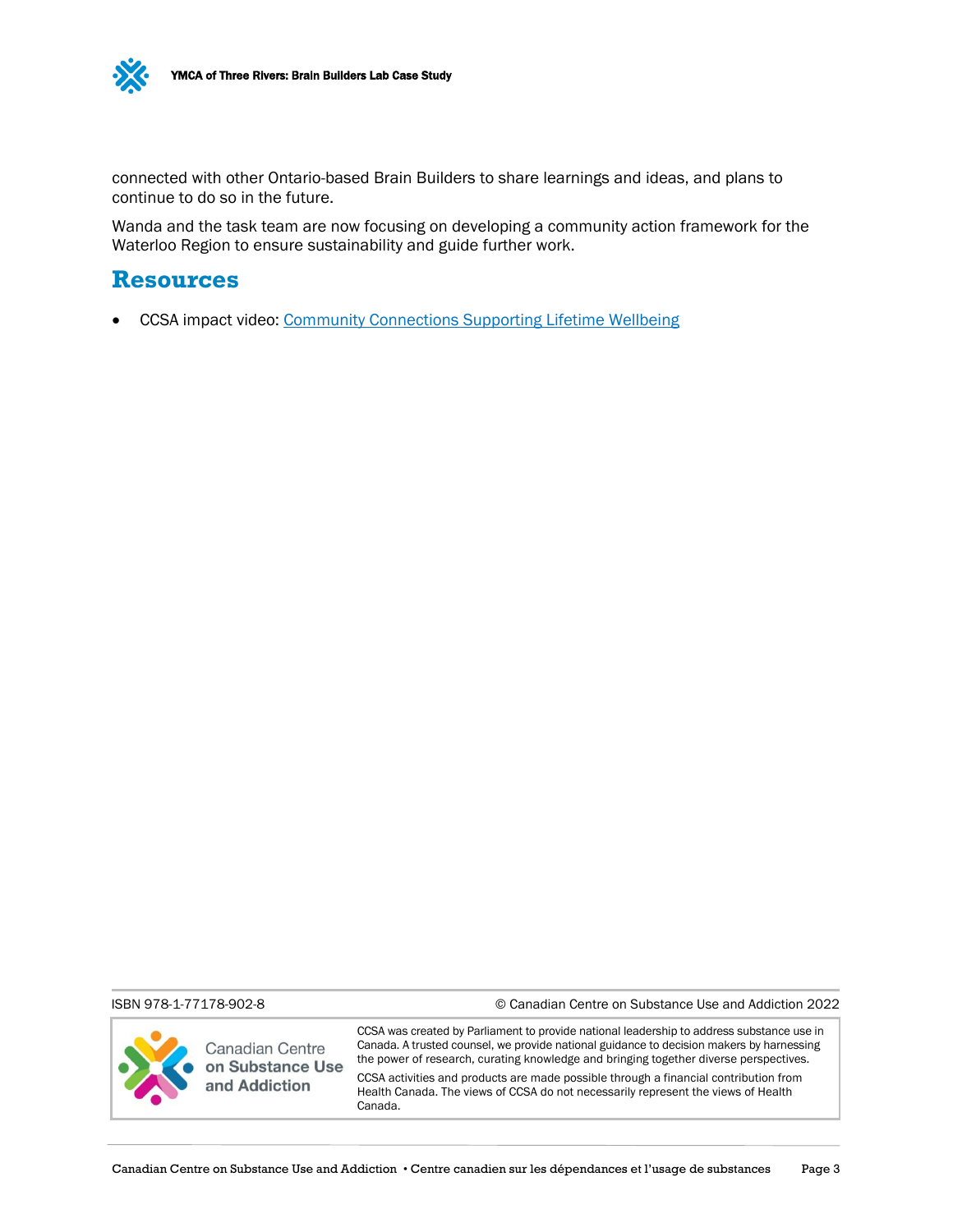connected with other Ontario-based Brain Builders to share learnings and ideas, and plans to continue to do so in the future.

Wanda and the task team are now focusing on developing a community action framework for the Waterloo Region to ensure sustainability and guide further work.

## Resources

- CCSA impact video: Community Connections Supporting Lifetime Wellbeing

ISBN 978-1-77178-902-8

© Canadian Centre on Substance Use and Addiction 2022

Canadian Centre on Substance Use and Addiction

CCSA was created by Parliament to provide national leadership to address substance use in Canada. A trusted counsel, we provide national guidance to decision makers by harnessing the power of research, curating knowledge and bringing together diverse perspectives.

CCSA activities and products are made possible through a financial contribution from Health Canada. The views of CCSA do not necessarily represent the views of Health Canada.